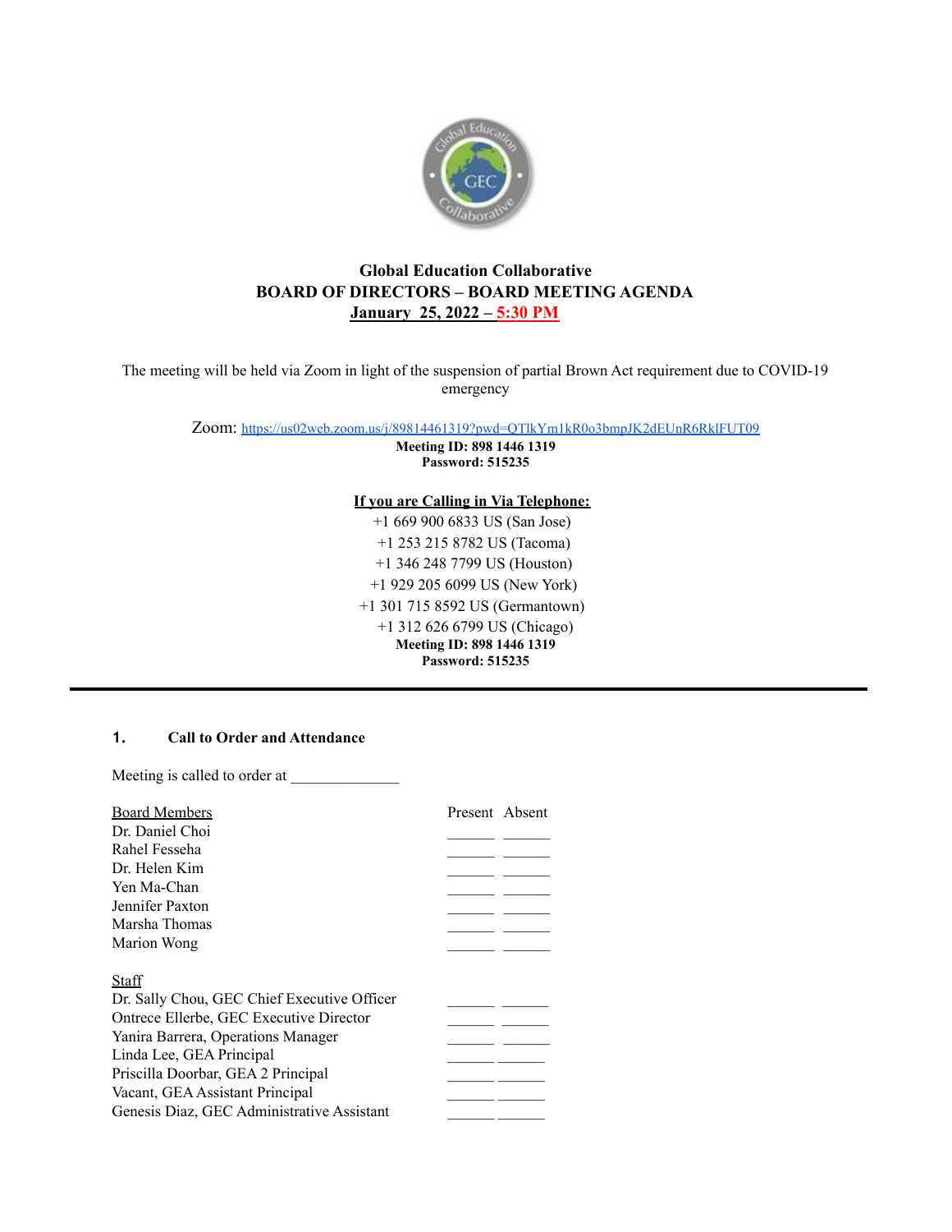**Global Education Collaborative**
**BOARD OF DIRECTORS – BOARD MEETING AGENDA**
**January 25, 2022 – 5:30 PM**

The meeting will be held via Zoom in light of the suspension of partial Brown Act requirement due to COVID-19 emergency

Zoom: https://us02web.zoom.us/j/89814461319?pwd=QTlkYm1kR0o3bmpJK2dEUnR6RklFUT09
**Meeting ID: 898 1446 1319**
**Password: 515235**

**If you are Calling in Via Telephone:**
+1 669 900 6833 US (San Jose)
+1 253 215 8782 US (Tacoma)
+1 346 248 7799 US (Houston)
+1 929 205 6099 US (New York)
+1 301 715 8592 US (Germantown)
+1 312 626 6799 US (Chicago)
**Meeting ID: 898 1446 1319**
**Password: 515235**

---

## 1. Call to Order and Attendance

Meeting is called to order at ______________

| Board Members | Present | Absent |
|---|---|---|
| Dr. Daniel Choi | ______ | ______ |
| Rahel Fesseha | ______ | ______ |
| Dr. Helen Kim | ______ | ______ |
| Yen Ma-Chan | ______ | ______ |
| Jennifer Paxton | ______ | ______ |
| Marsha Thomas | ______ | ______ |
| Marion Wong | ______ | ______ |

| Staff | Present | Absent |
|---|---|---|
| Dr. Sally Chou, GEC Chief Executive Officer | ______ | ______ |
| Ontrece Ellerbe, GEC Executive Director | ______ | ______ |
| Yanira Barrera, Operations Manager | ______ | ______ |
| Linda Lee, GEA Principal | ______ | ______ |
| Priscilla Doorbar, GEA 2 Principal | ______ | ______ |
| Vacant, GEA Assistant Principal | ______ | ______ |
| Genesis Diaz, GEC Administrative Assistant | ______ | ______ |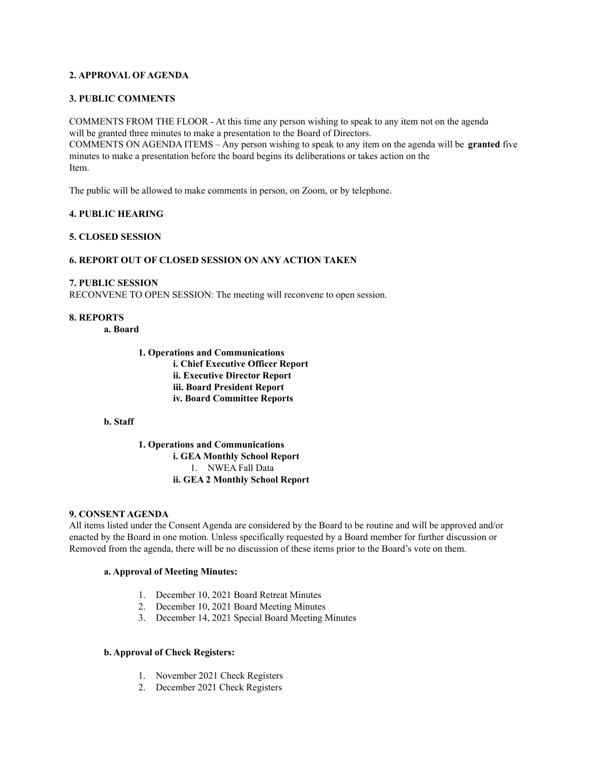**2. APPROVAL OF AGENDA**

**3. PUBLIC COMMENTS**

COMMENTS FROM THE FLOOR - At this time any person wishing to speak to any item not on the agenda will be granted three minutes to make a presentation to the Board of Directors.
COMMENTS ON AGENDA ITEMS – Any person wishing to speak to any item on the agenda will be **granted** five minutes to make a presentation before the board begins its deliberations or takes action on the Item.

The public will be allowed to make comments in person, on Zoom, or by telephone.

**4. PUBLIC HEARING**

**5. CLOSED SESSION**

**6. REPORT OUT OF CLOSED SESSION ON ANY ACTION TAKEN**

**7. PUBLIC SESSION**
RECONVENE TO OPEN SESSION: The meeting will reconvene to open session.

**8. REPORTS**

**a. Board**

- **1. Operations and Communications**
  - **i. Chief Executive Officer Report**
  - **ii. Executive Director Report**
  - **iii. Board President Report**
  - **iv. Board Committee Reports**

**b. Staff**

- **1. Operations and Communications**
  - **i. GEA Monthly School Report**
    1. NWEA Fall Data
  - **ii. GEA 2 Monthly School Report**

**9. CONSENT AGENDA**
All items listed under the Consent Agenda are considered by the Board to be routine and will be approved and/or enacted by the Board in one motion. Unless specifically requested by a Board member for further discussion or Removed from the agenda, there will be no discussion of these items prior to the Board's vote on them.

**a. Approval of Meeting Minutes:**

1. December 10, 2021 Board Retreat Minutes
2. December 10, 2021 Board Meeting Minutes
3. December 14, 2021 Special Board Meeting Minutes

**b. Approval of Check Registers:**

1. November 2021 Check Registers
2. December 2021 Check Registers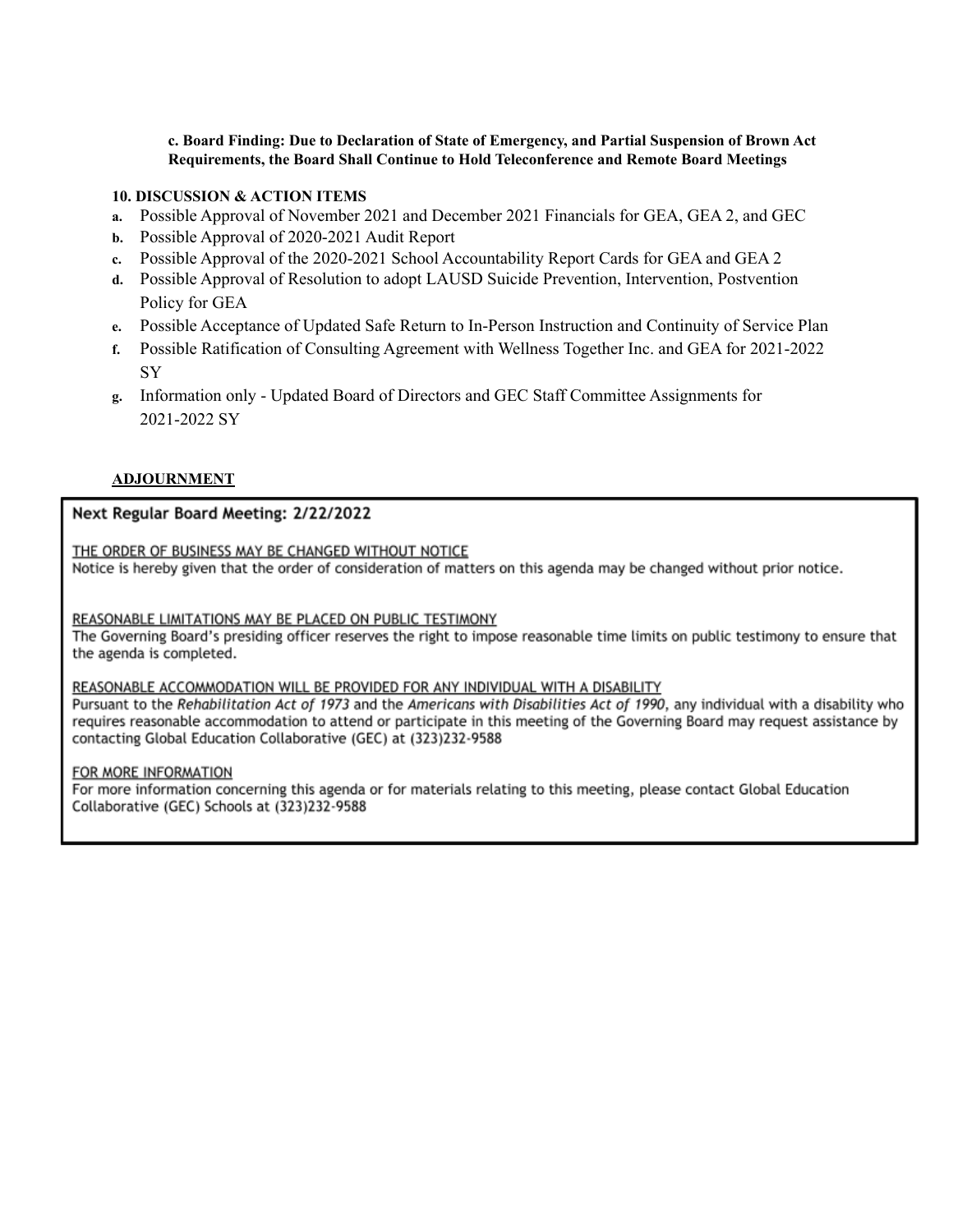**c. Board Finding: Due to Declaration of State of Emergency, and Partial Suspension of Brown Act Requirements, the Board Shall Continue to Hold Teleconference and Remote Board Meetings**

**10. DISCUSSION & ACTION ITEMS**

- **a.** Possible Approval of November 2021 and December 2021 Financials for GEA, GEA 2, and GEC
- **b.** Possible Approval of 2020-2021 Audit Report
- **c.** Possible Approval of the 2020-2021 School Accountability Report Cards for GEA and GEA 2
- **d.** Possible Approval of Resolution to adopt LAUSD Suicide Prevention, Intervention, Postvention Policy for GEA
- **e.** Possible Acceptance of Updated Safe Return to In-Person Instruction and Continuity of Service Plan
- **f.** Possible Ratification of Consulting Agreement with Wellness Together Inc. and GEA for 2021-2022 SY
- **g.** Information only - Updated Board of Directors and GEC Staff Committee Assignments for 2021-2022 SY

**ADJOURNMENT**

**Next Regular Board Meeting: 2/22/2022**

THE ORDER OF BUSINESS MAY BE CHANGED WITHOUT NOTICE
Notice is hereby given that the order of consideration of matters on this agenda may be changed without prior notice.

REASONABLE LIMITATIONS MAY BE PLACED ON PUBLIC TESTIMONY
The Governing Board's presiding officer reserves the right to impose reasonable time limits on public testimony to ensure that the agenda is completed.

REASONABLE ACCOMMODATION WILL BE PROVIDED FOR ANY INDIVIDUAL WITH A DISABILITY
Pursuant to the *Rehabilitation Act of 1973* and the *Americans with Disabilities Act of 1990*, any individual with a disability who requires reasonable accommodation to attend or participate in this meeting of the Governing Board may request assistance by contacting Global Education Collaborative (GEC) at (323)232-9588

FOR MORE INFORMATION
For more information concerning this agenda or for materials relating to this meeting, please contact Global Education Collaborative (GEC) Schools at (323)232-9588